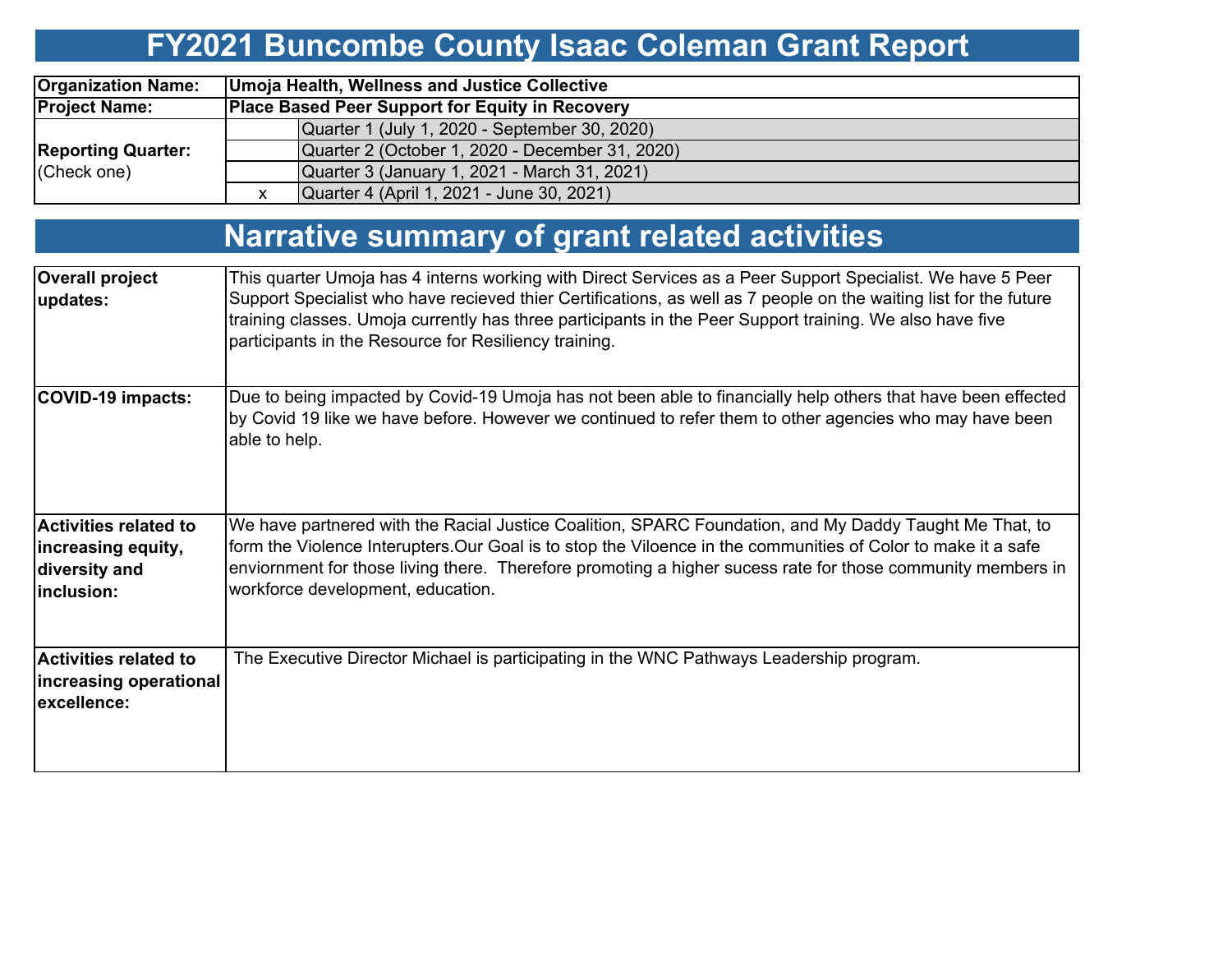# FY2021 Buncombe County Isaac Coleman Grant Report

| | | |
|---|---|---|
| **Organization Name:** | **Umoja Health, Wellness and Justice Collective** | |
| **Project Name:** | **Place Based Peer Support for Equity in Recovery** | |
| **Reporting Quarter:** (Check one) | | Quarter 1 (July 1, 2020 - September 30, 2020) |
| | | Quarter 2 (October 1, 2020 - December 31, 2020) |
| | | Quarter 3 (January 1, 2021 - March 31, 2021) |
| | x | Quarter 4 (April 1, 2021 - June 30, 2021) |

# Narrative summary of grant related activities

| | |
|---|---|
| **Overall project updates:** | This quarter Umoja has 4 interns working with Direct Services as a Peer Support Specialist. We have 5 Peer Support Specialist who have recieved thier Certifications, as well as 7 people on the waiting list for the future training classes. Umoja currently has three participants in the Peer Support training. We also have five participants in the Resource for Resiliency training. |
| **COVID-19 impacts:** | Due to being impacted by Covid-19 Umoja has not been able to financially help others that have been effected by Covid 19 like we have before. However we continued to refer them to other agencies who may have been able to help. |
| **Activities related to increasing equity, diversity and inclusion:** | We have partnered with the Racial Justice Coalition, SPARC Foundation, and My Daddy Taught Me That, to form the Violence Interupters.Our Goal is to stop the Viloence in the communities of Color to make it a safe enviornment for those living there. Therefore promoting a higher sucess rate for those community members in workforce development, education. |
| **Activities related to increasing operational excellence:** | The Executive Director Michael is participating in the WNC Pathways Leadership program. |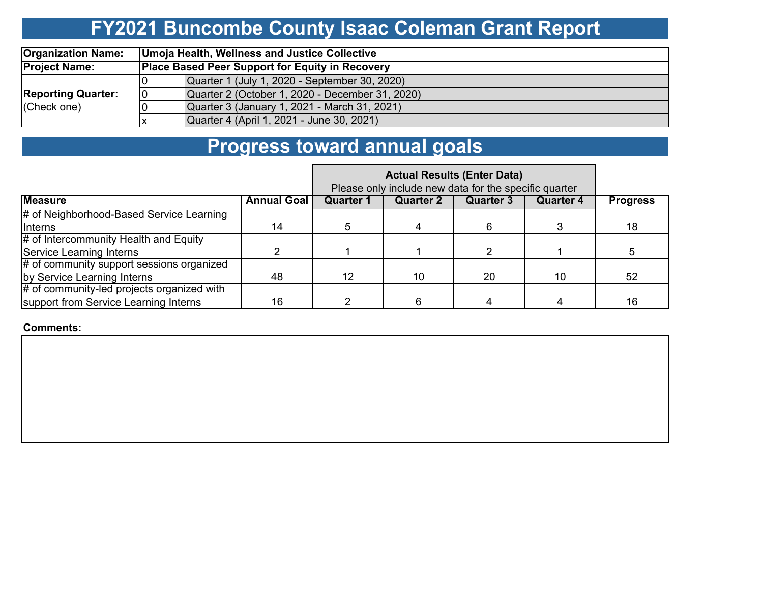# FY2021 Buncombe County Isaac Coleman Grant Report

| | | |
|---|---|---|
| **Organization Name:** | **Umoja Health, Wellness and Justice Collective** | |
| **Project Name:** | **Place Based Peer Support for Equity in Recovery** | |
| **Reporting Quarter:** (Check one) | 0 | Quarter 1 (July 1, 2020 - September 30, 2020) |
| | 0 | Quarter 2 (October 1, 2020 - December 31, 2020) |
| | 0 | Quarter 3 (January 1, 2021 - March 31, 2021) |
| | x | Quarter 4 (April 1, 2021 - June 30, 2021) |

## Progress toward annual goals

| | | **Actual Results (Enter Data)** Please only include new data for the specific quarter | | | | |
|---|---|---|---|---|---|---|
| **Measure** | **Annual Goal** | **Quarter 1** | **Quarter 2** | **Quarter 3** | **Quarter 4** | **Progress** |
| # of Neighborhood-Based Service Learning Interns | 14 | 5 | 4 | 6 | 3 | 18 |
| # of Intercommunity Health and Equity Service Learning Interns | 2 | 1 | 1 | 2 | 1 | 5 |
| # of community support sessions organized by Service Learning Interns | 48 | 12 | 10 | 20 | 10 | 52 |
| # of community-led projects organized with support from Service Learning Interns | 16 | 2 | 6 | 4 | 4 | 16 |

**Comments:**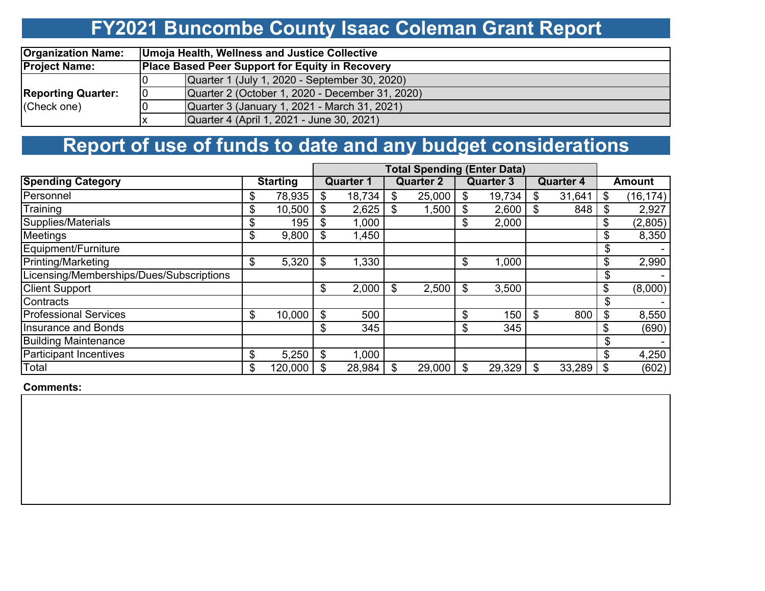# FY2021 Buncombe County Isaac Coleman Grant Report

| | | |
|---|---|---|
| **Organization Name:** | **Umoja Health, Wellness and Justice Collective** | |
| **Project Name:** | **Place Based Peer Support for Equity in Recovery** | |
| **Reporting Quarter:** (Check one) | 0 | Quarter 1 (July 1, 2020 - September 30, 2020) |
| | 0 | Quarter 2 (October 1, 2020 - December 31, 2020) |
| | 0 | Quarter 3 (January 1, 2021 - March 31, 2021) |
| | x | Quarter 4 (April 1, 2021 - June 30, 2021) |

# Report of use of funds to date and any budget considerations

| | | Total Spending (Enter Data) | | | | |
|---|---|---|---|---|---|---|
| **Spending Category** | **Starting** | **Quarter 1** | **Quarter 2** | **Quarter 3** | **Quarter 4** | **Amount** |
| Personnel | $ 78,935 | $ 18,734 | $ 25,000 | $ 19,734 | $ 31,641 | $ (16,174) |
| Training | $ 10,500 | $ 2,625 | $ 1,500 | $ 2,600 | $ 848 | $ 2,927 |
| Supplies/Materials | $ 195 | $ 1,000 | | $ 2,000 | | $ (2,805) |
| Meetings | $ 9,800 | $ 1,450 | | | | $ 8,350 |
| Equipment/Furniture | | | | | | $ - |
| Printing/Marketing | $ 5,320 | $ 1,330 | | $ 1,000 | | $ 2,990 |
| Licensing/Memberships/Dues/Subscriptions | | | | | | $ - |
| Client Support | | $ 2,000 | $ 2,500 | $ 3,500 | | $ (8,000) |
| Contracts | | | | | | $ - |
| Professional Services | $ 10,000 | $ 500 | | $ 150 | $ 800 | $ 8,550 |
| Insurance and Bonds | | $ 345 | | $ 345 | | $ (690) |
| Building Maintenance | | | | | | $ - |
| Participant Incentives | $ 5,250 | $ 1,000 | | | | $ 4,250 |
| Total | $ 120,000 | $ 28,984 | $ 29,000 | $ 29,329 | $ 33,289 | $ (602) |

**Comments:**